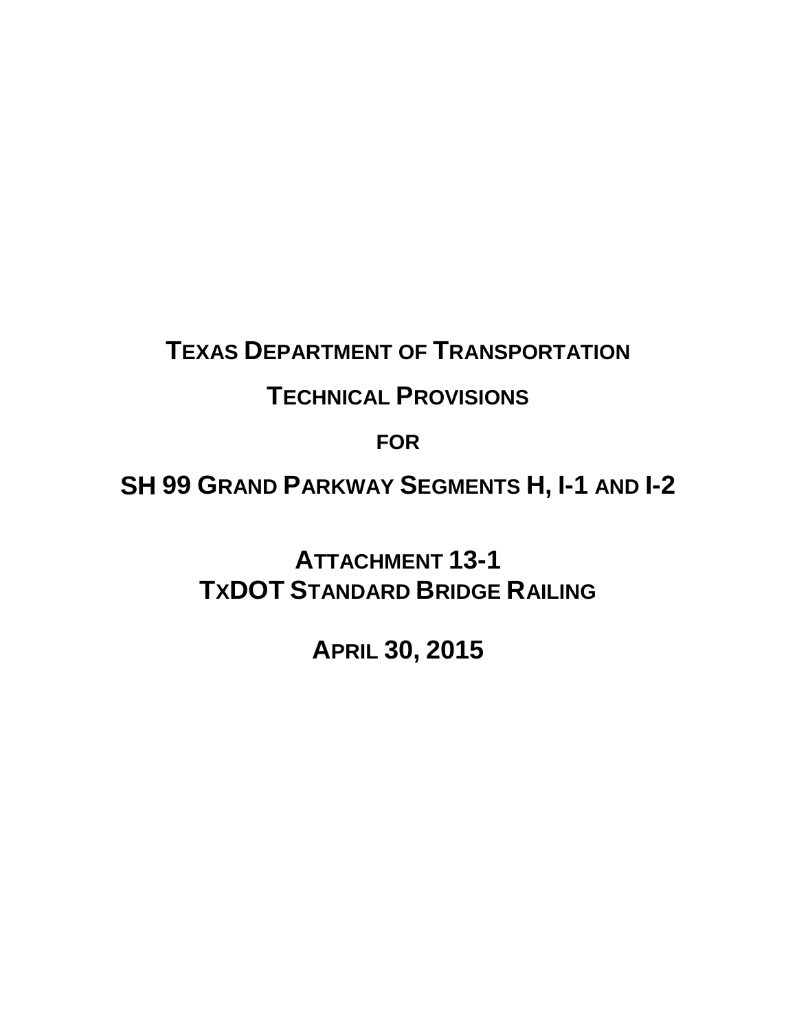# TEXAS DEPARTMENT OF TRANSPORTATION

# TECHNICAL PROVISIONS

**FOR**

# SH 99 GRAND PARKWAY SEGMENTS H, I-1 AND I-2

## ATTACHMENT 13-1
## TXDOT STANDARD BRIDGE RAILING

**APRIL 30, 2015**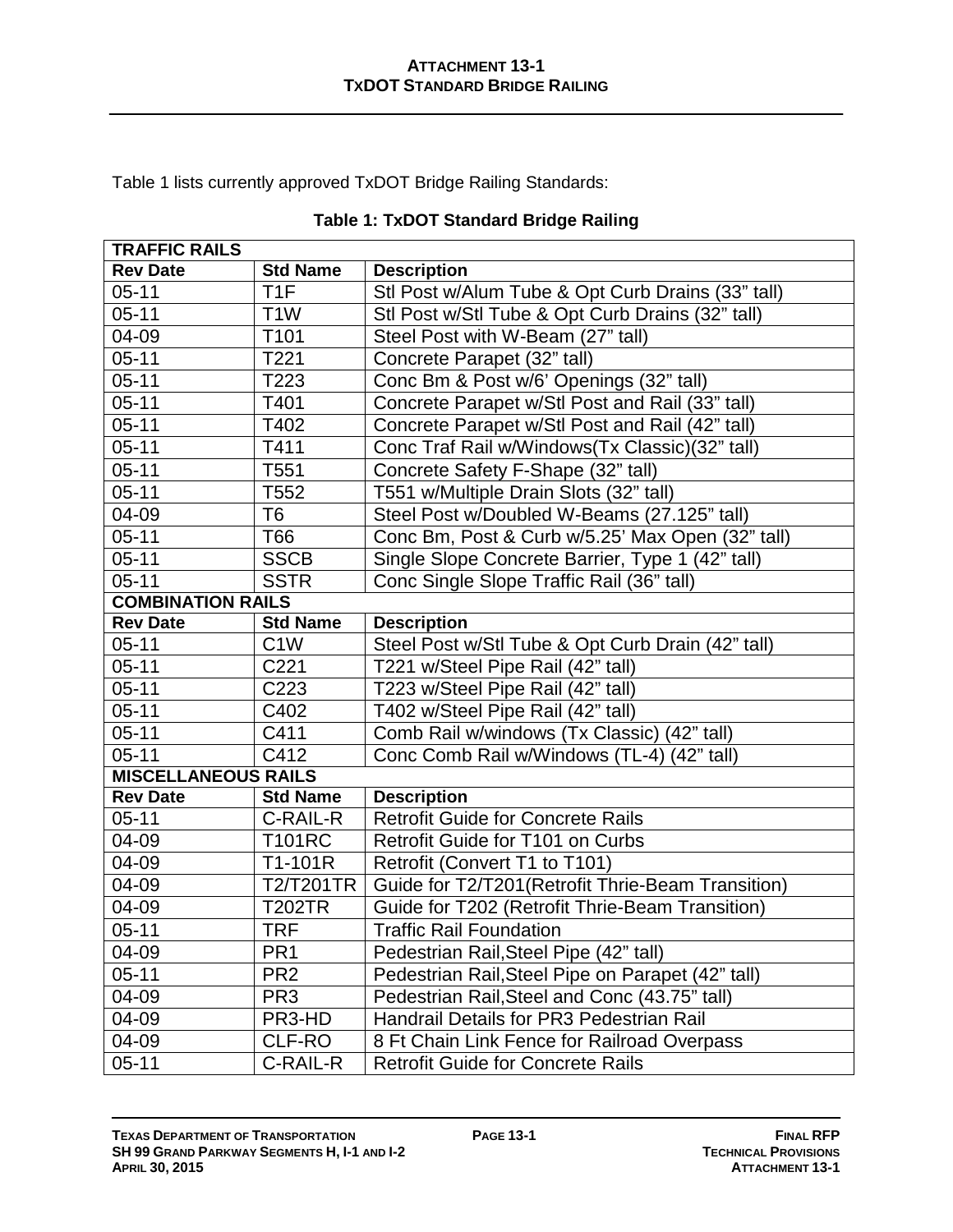## ATTACHMENT 13-1
## TXDOT STANDARD BRIDGE RAILING

Table 1 lists currently approved TxDOT Bridge Railing Standards:

**Table 1: TxDOT Standard Bridge Railing**

| **TRAFFIC RAILS** | | |
|---|---|---|
| **Rev Date** | **Std Name** | **Description** |
| 05-11 | T1F | Stl Post w/Alum Tube & Opt Curb Drains (33" tall) |
| 05-11 | T1W | Stl Post w/Stl Tube & Opt Curb Drains (32" tall) |
| 04-09 | T101 | Steel Post with W-Beam (27" tall) |
| 05-11 | T221 | Concrete Parapet (32" tall) |
| 05-11 | T223 | Conc Bm & Post w/6' Openings (32" tall) |
| 05-11 | T401 | Concrete Parapet w/Stl Post and Rail (33" tall) |
| 05-11 | T402 | Concrete Parapet w/Stl Post and Rail (42" tall) |
| 05-11 | T411 | Conc Traf Rail w/Windows(Tx Classic)(32" tall) |
| 05-11 | T551 | Concrete Safety F-Shape (32" tall) |
| 05-11 | T552 | T551 w/Multiple Drain Slots (32" tall) |
| 04-09 | T6 | Steel Post w/Doubled W-Beams (27.125" tall) |
| 05-11 | T66 | Conc Bm, Post & Curb w/5.25' Max Open (32" tall) |
| 05-11 | SSCB | Single Slope Concrete Barrier, Type 1 (42" tall) |
| 05-11 | SSTR | Conc Single Slope Traffic Rail (36" tall) |
| **COMBINATION RAILS** | | |
| **Rev Date** | **Std Name** | **Description** |
| 05-11 | C1W | Steel Post w/Stl Tube & Opt Curb Drain (42" tall) |
| 05-11 | C221 | T221 w/Steel Pipe Rail (42" tall) |
| 05-11 | C223 | T223 w/Steel Pipe Rail (42" tall) |
| 05-11 | C402 | T402 w/Steel Pipe Rail (42" tall) |
| 05-11 | C411 | Comb Rail w/windows (Tx Classic) (42" tall) |
| 05-11 | C412 | Conc Comb Rail w/Windows (TL-4) (42" tall) |
| **MISCELLANEOUS RAILS** | | |
| **Rev Date** | **Std Name** | **Description** |
| 05-11 | C-RAIL-R | Retrofit Guide for Concrete Rails |
| 04-09 | T101RC | Retrofit Guide for T101 on Curbs |
| 04-09 | T1-101R | Retrofit (Convert T1 to T101) |
| 04-09 | T2/T201TR | Guide for T2/T201(Retrofit Thrie-Beam Transition) |
| 04-09 | T202TR | Guide for T202 (Retrofit Thrie-Beam Transition) |
| 05-11 | TRF | Traffic Rail Foundation |
| 04-09 | PR1 | Pedestrian Rail,Steel Pipe (42" tall) |
| 05-11 | PR2 | Pedestrian Rail,Steel Pipe on Parapet (42" tall) |
| 04-09 | PR3 | Pedestrian Rail,Steel and Conc (43.75" tall) |
| 04-09 | PR3-HD | Handrail Details for PR3 Pedestrian Rail |
| 04-09 | CLF-RO | 8 Ft Chain Link Fence for Railroad Overpass |
| 05-11 | C-RAIL-R | Retrofit Guide for Concrete Rails |